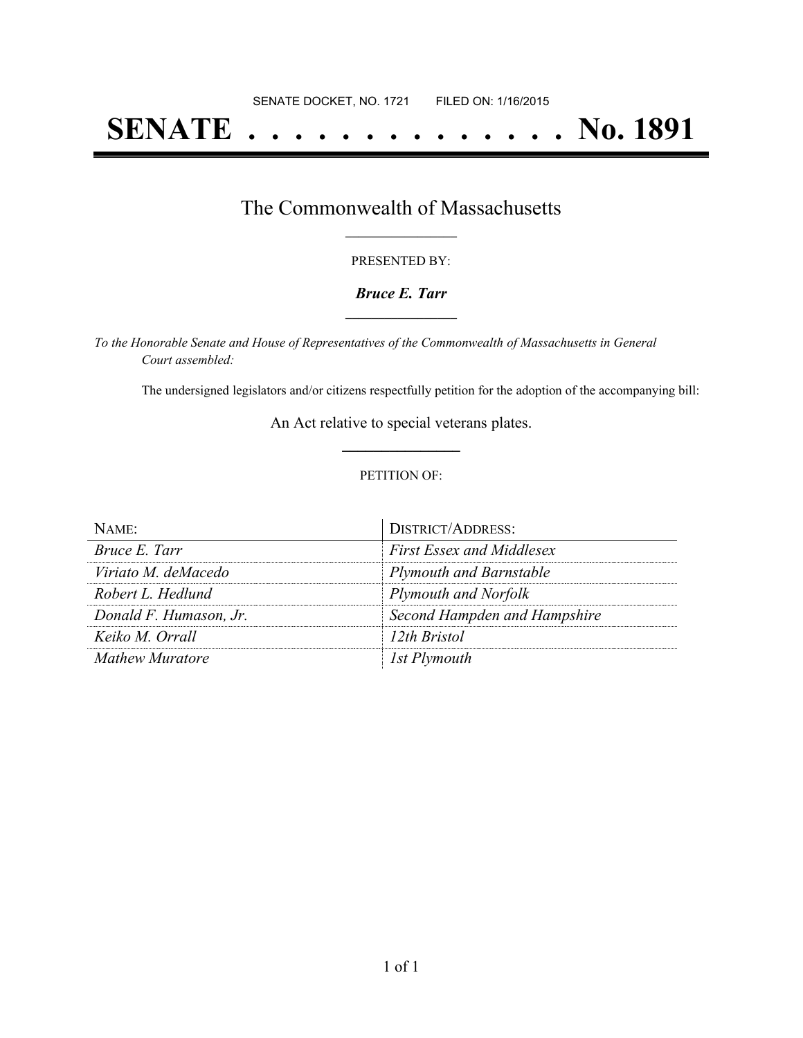SENATE DOCKET, NO. 1721        FILED ON: 1/16/2015

# SENATE . . . . . . . . . . . . . . . No. 1891

## The Commonwealth of Massachusetts

PRESENTED BY:

***Bruce E. Tarr***

*To the Honorable Senate and House of Representatives of the Commonwealth of Massachusetts in General Court assembled:*

The undersigned legislators and/or citizens respectfully petition for the adoption of the accompanying bill:

An Act relative to special veterans plates.

PETITION OF:

| NAME: | DISTRICT/ADDRESS: |
|---|---|
| *Bruce E. Tarr* | *First Essex and Middlesex* |
| *Viriato M. deMacedo* | *Plymouth and Barnstable* |
| *Robert L. Hedlund* | *Plymouth and Norfolk* |
| *Donald F. Humason, Jr.* | *Second Hampden and Hampshire* |
| *Keiko M. Orrall* | *12th Bristol* |
| *Mathew Muratore* | *1st Plymouth* |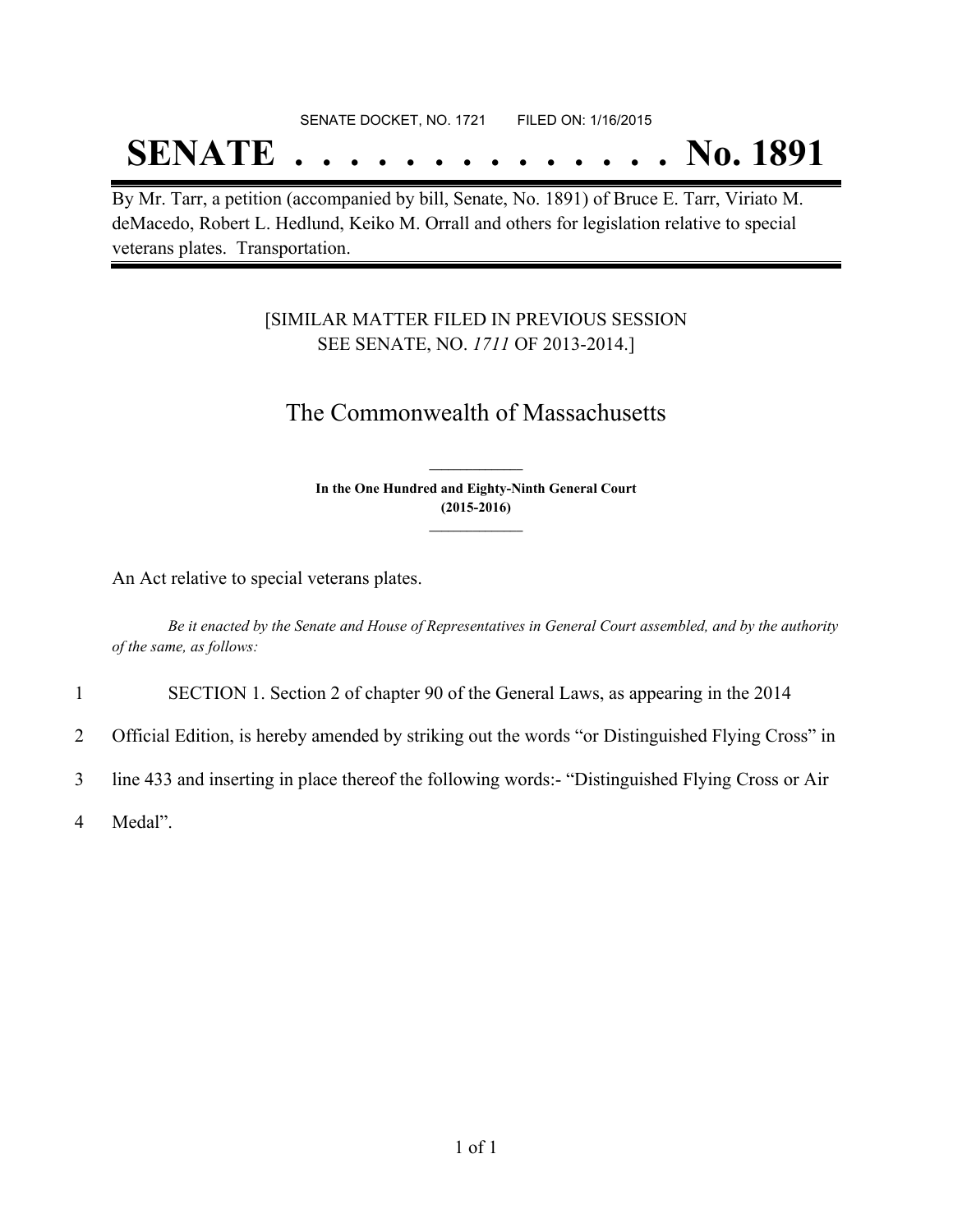SENATE DOCKET, NO. 1721        FILED ON: 1/16/2015

# SENATE . . . . . . . . . . . . . . No. 1891

By Mr. Tarr, a petition (accompanied by bill, Senate, No. 1891) of Bruce E. Tarr, Viriato M. deMacedo, Robert L. Hedlund, Keiko M. Orrall and others for legislation relative to special veterans plates. Transportation.

[SIMILAR MATTER FILED IN PREVIOUS SESSION
SEE SENATE, NO. *1711* OF 2013-2014.]

## The Commonwealth of Massachusetts

**In the One Hundred and Eighty-Ninth General Court
(2015-2016)**

An Act relative to special veterans plates.

*Be it enacted by the Senate and House of Representatives in General Court assembled, and by the authority of the same, as follows:*

1 SECTION 1. Section 2 of chapter 90 of the General Laws, as appearing in the 2014
2 Official Edition, is hereby amended by striking out the words "or Distinguished Flying Cross" in
3 line 433 and inserting in place thereof the following words:- "Distinguished Flying Cross or Air
4 Medal".